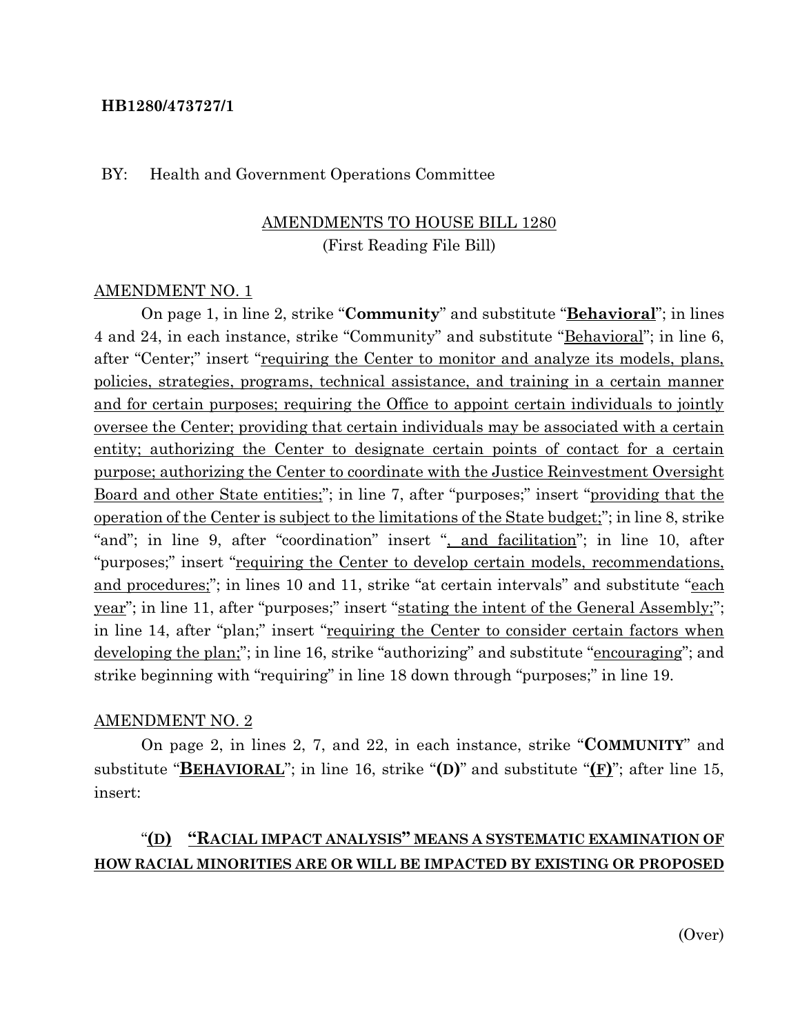**HB1280/473727/1**

BY: Health and Government Operations Committee

AMENDMENTS TO HOUSE BILL 1280
(First Reading File Bill)

AMENDMENT NO. 1

On page 1, in line 2, strike "**Community**" and substitute "**Behavioral**"; in lines 4 and 24, in each instance, strike "Community" and substitute "Behavioral"; in line 6, after "Center;" insert "requiring the Center to monitor and analyze its models, plans, policies, strategies, programs, technical assistance, and training in a certain manner and for certain purposes; requiring the Office to appoint certain individuals to jointly oversee the Center; providing that certain individuals may be associated with a certain entity; authorizing the Center to designate certain points of contact for a certain purpose; authorizing the Center to coordinate with the Justice Reinvestment Oversight Board and other State entities;"; in line 7, after "purposes;" insert "providing that the operation of the Center is subject to the limitations of the State budget;"; in line 8, strike "and"; in line 9, after "coordination" insert ", and facilitation"; in line 10, after "purposes;" insert "requiring the Center to develop certain models, recommendations, and procedures;"; in lines 10 and 11, strike "at certain intervals" and substitute "each year"; in line 11, after "purposes;" insert "stating the intent of the General Assembly;"; in line 14, after "plan;" insert "requiring the Center to consider certain factors when developing the plan;"; in line 16, strike "authorizing" and substitute "encouraging"; and strike beginning with "requiring" in line 18 down through "purposes;" in line 19.

AMENDMENT NO. 2

On page 2, in lines 2, 7, and 22, in each instance, strike "**COMMUNITY**" and substitute "**BEHAVIORAL**"; in line 16, strike "**(D)**" and substitute "**(F)**"; after line 15, insert:

"**(D) "RACIAL IMPACT ANALYSIS" MEANS A SYSTEMATIC EXAMINATION OF HOW RACIAL MINORITIES ARE OR WILL BE IMPACTED BY EXISTING OR PROPOSED**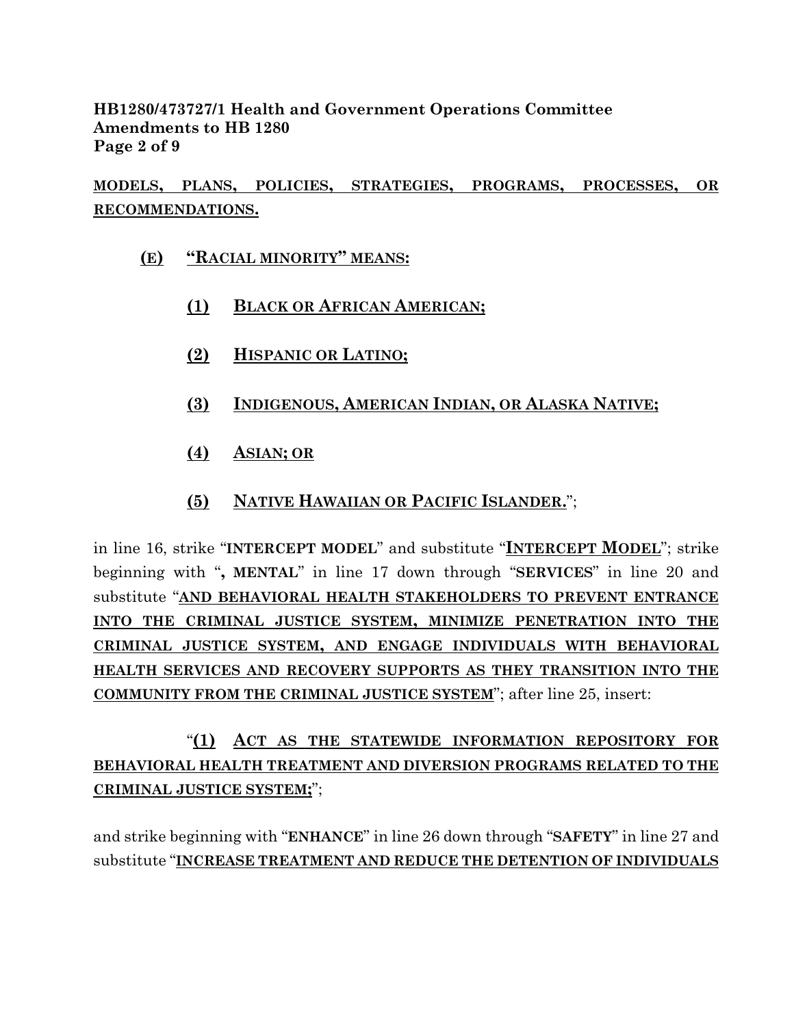**MODELS, PLANS, POLICIES, STRATEGIES, PROGRAMS, PROCESSES, OR RECOMMENDATIONS.**

**(E) "RACIAL MINORITY" MEANS:**

**(1) BLACK OR AFRICAN AMERICAN;**

**(2) HISPANIC OR LATINO;**

**(3) INDIGENOUS, AMERICAN INDIAN, OR ALASKA NATIVE;**

**(4) ASIAN; OR**

**(5) NATIVE HAWAIIAN OR PACIFIC ISLANDER.**";

in line 16, strike "**INTERCEPT MODEL**" and substitute "**INTERCEPT MODEL**"; strike beginning with "**, MENTAL**" in line 17 down through "**SERVICES**" in line 20 and substitute "**AND BEHAVIORAL HEALTH STAKEHOLDERS TO PREVENT ENTRANCE INTO THE CRIMINAL JUSTICE SYSTEM, MINIMIZE PENETRATION INTO THE CRIMINAL JUSTICE SYSTEM, AND ENGAGE INDIVIDUALS WITH BEHAVIORAL HEALTH SERVICES AND RECOVERY SUPPORTS AS THEY TRANSITION INTO THE COMMUNITY FROM THE CRIMINAL JUSTICE SYSTEM**"; after line 25, insert:

"**(1) ACT AS THE STATEWIDE INFORMATION REPOSITORY FOR BEHAVIORAL HEALTH TREATMENT AND DIVERSION PROGRAMS RELATED TO THE CRIMINAL JUSTICE SYSTEM;**";

and strike beginning with "**ENHANCE**" in line 26 down through "**SAFETY**" in line 27 and substitute "**INCREASE TREATMENT AND REDUCE THE DETENTION OF INDIVIDUALS**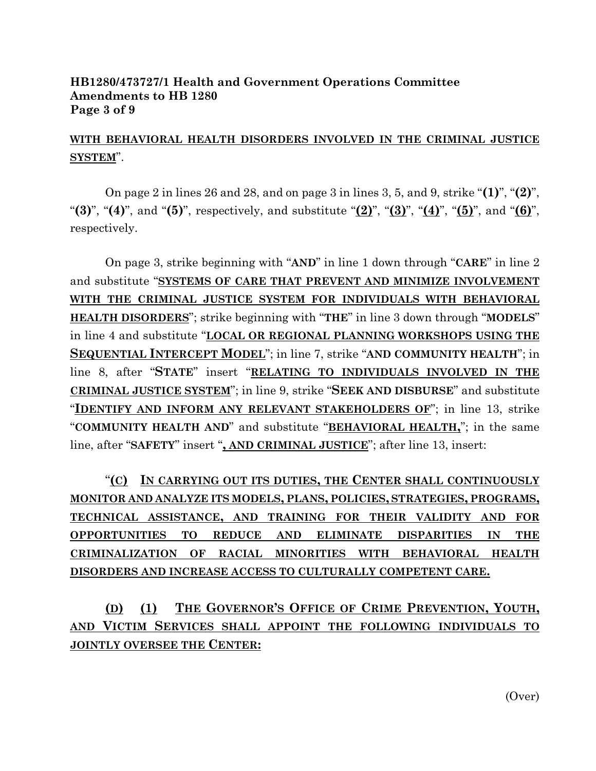**WITH BEHAVIORAL HEALTH DISORDERS INVOLVED IN THE CRIMINAL JUSTICE SYSTEM**".

On page 2 in lines 26 and 28, and on page 3 in lines 3, 5, and 9, strike "**(1)**", "**(2)**", "**(3)**", "**(4)**", and "**(5)**", respectively, and substitute "**(2)**", "**(3)**", "**(4)**", "**(5)**", and "**(6)**", respectively.

On page 3, strike beginning with "**AND**" in line 1 down through "**CARE**" in line 2 and substitute "**SYSTEMS OF CARE THAT PREVENT AND MINIMIZE INVOLVEMENT WITH THE CRIMINAL JUSTICE SYSTEM FOR INDIVIDUALS WITH BEHAVIORAL HEALTH DISORDERS**"; strike beginning with "**THE**" in line 3 down through "**MODELS**" in line 4 and substitute "**LOCAL OR REGIONAL PLANNING WORKSHOPS USING THE SEQUENTIAL INTERCEPT MODEL**"; in line 7, strike "**AND COMMUNITY HEALTH**"; in line 8, after "**STATE**" insert "**RELATING TO INDIVIDUALS INVOLVED IN THE CRIMINAL JUSTICE SYSTEM**"; in line 9, strike "**SEEK AND DISBURSE**" and substitute "**IDENTIFY AND INFORM ANY RELEVANT STAKEHOLDERS OF**"; in line 13, strike "**COMMUNITY HEALTH AND**" and substitute "**BEHAVIORAL HEALTH,**"; in the same line, after "**SAFETY**" insert "**, AND CRIMINAL JUSTICE**"; after line 13, insert:

"**(C) IN CARRYING OUT ITS DUTIES, THE CENTER SHALL CONTINUOUSLY MONITOR AND ANALYZE ITS MODELS, PLANS, POLICIES, STRATEGIES, PROGRAMS, TECHNICAL ASSISTANCE, AND TRAINING FOR THEIR VALIDITY AND FOR OPPORTUNITIES TO REDUCE AND ELIMINATE DISPARITIES IN THE CRIMINALIZATION OF RACIAL MINORITIES WITH BEHAVIORAL HEALTH DISORDERS AND INCREASE ACCESS TO CULTURALLY COMPETENT CARE.**

**(D) (1) THE GOVERNOR'S OFFICE OF CRIME PREVENTION, YOUTH, AND VICTIM SERVICES SHALL APPOINT THE FOLLOWING INDIVIDUALS TO JOINTLY OVERSEE THE CENTER:**

(Over)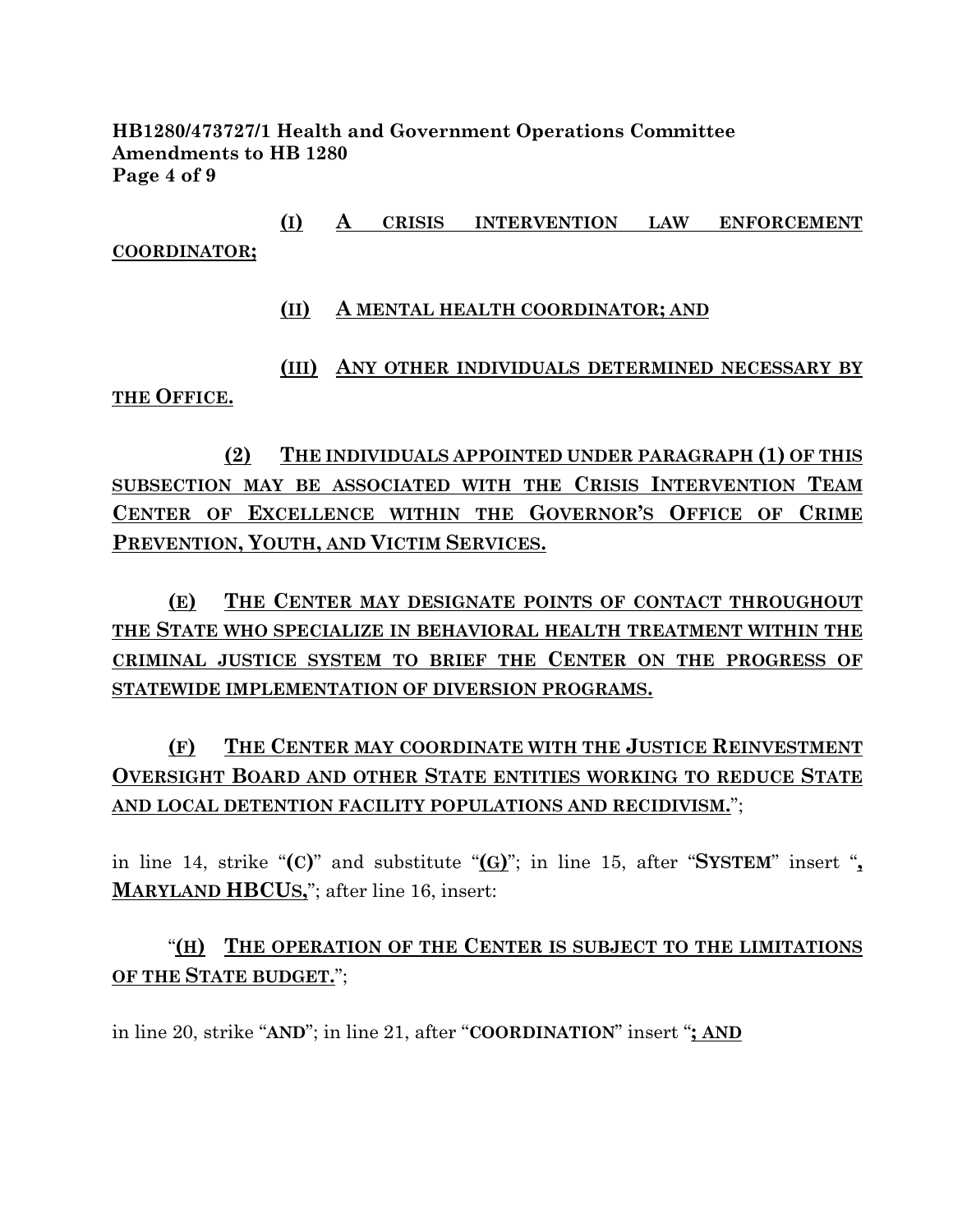(I) A CRISIS INTERVENTION LAW ENFORCEMENT COORDINATOR;

(II) A MENTAL HEALTH COORDINATOR; AND

(III) ANY OTHER INDIVIDUALS DETERMINED NECESSARY BY THE OFFICE.

(2) THE INDIVIDUALS APPOINTED UNDER PARAGRAPH (1) OF THIS SUBSECTION MAY BE ASSOCIATED WITH THE CRISIS INTERVENTION TEAM CENTER OF EXCELLENCE WITHIN THE GOVERNOR'S OFFICE OF CRIME PREVENTION, YOUTH, AND VICTIM SERVICES.

(E) THE CENTER MAY DESIGNATE POINTS OF CONTACT THROUGHOUT THE STATE WHO SPECIALIZE IN BEHAVIORAL HEALTH TREATMENT WITHIN THE CRIMINAL JUSTICE SYSTEM TO BRIEF THE CENTER ON THE PROGRESS OF STATEWIDE IMPLEMENTATION OF DIVERSION PROGRAMS.

(F) THE CENTER MAY COORDINATE WITH THE JUSTICE REINVESTMENT OVERSIGHT BOARD AND OTHER STATE ENTITIES WORKING TO REDUCE STATE AND LOCAL DETENTION FACILITY POPULATIONS AND RECIDIVISM.";

in line 14, strike "**(C)**" and substitute "**(G)**"; in line 15, after "**SYSTEM**" insert "**, MARYLAND HBCUS,**"; after line 16, insert:

"**(H) THE OPERATION OF THE CENTER IS SUBJECT TO THE LIMITATIONS OF THE STATE BUDGET.**";

in line 20, strike "**AND**"; in line 21, after "**COORDINATION**" insert "**; AND**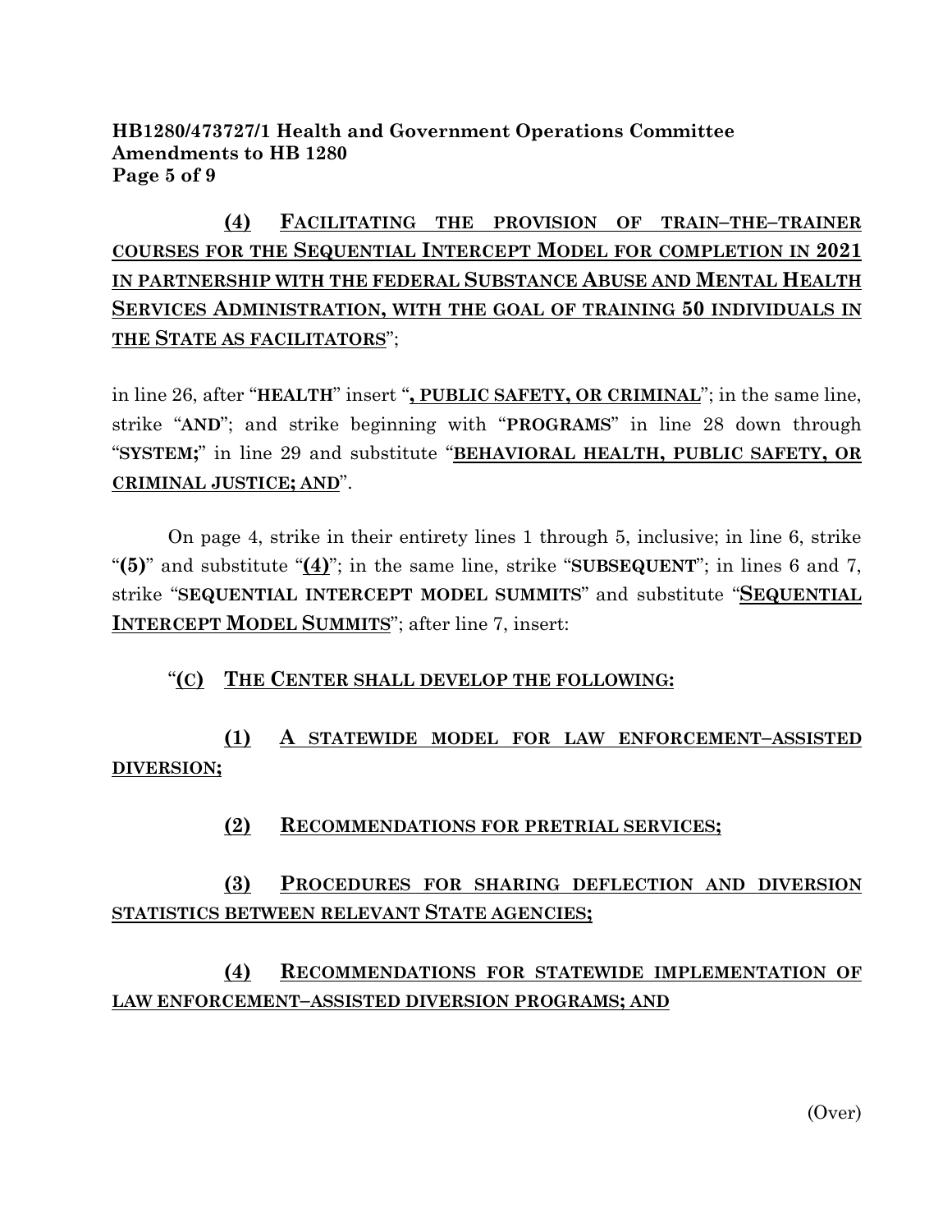**(4)** **FACILITATING THE PROVISION OF TRAIN–THE–TRAINER COURSES FOR THE SEQUENTIAL INTERCEPT MODEL FOR COMPLETION IN 2021 IN PARTNERSHIP WITH THE FEDERAL SUBSTANCE ABUSE AND MENTAL HEALTH SERVICES ADMINISTRATION, WITH THE GOAL OF TRAINING 50 INDIVIDUALS IN THE STATE AS FACILITATORS**";

in line 26, after "**HEALTH**" insert "**, PUBLIC SAFETY, OR CRIMINAL**"; in the same line, strike "**AND**"; and strike beginning with "**PROGRAMS**" in line 28 down through "**SYSTEM;**" in line 29 and substitute "**BEHAVIORAL HEALTH, PUBLIC SAFETY, OR CRIMINAL JUSTICE; AND**".

On page 4, strike in their entirety lines 1 through 5, inclusive; in line 6, strike "**(5)**" and substitute "**(4)**"; in the same line, strike "**SUBSEQUENT**"; in lines 6 and 7, strike "**SEQUENTIAL INTERCEPT MODEL SUMMITS**" and substitute "**SEQUENTIAL INTERCEPT MODEL SUMMITS**"; after line 7, insert:

"**(C)** **THE CENTER SHALL DEVELOP THE FOLLOWING:**

**(1)** **A STATEWIDE MODEL FOR LAW ENFORCEMENT–ASSISTED DIVERSION;**

**(2)** **RECOMMENDATIONS FOR PRETRIAL SERVICES;**

**(3)** **PROCEDURES FOR SHARING DEFLECTION AND DIVERSION STATISTICS BETWEEN RELEVANT STATE AGENCIES;**

**(4)** **RECOMMENDATIONS FOR STATEWIDE IMPLEMENTATION OF LAW ENFORCEMENT–ASSISTED DIVERSION PROGRAMS; AND**

(Over)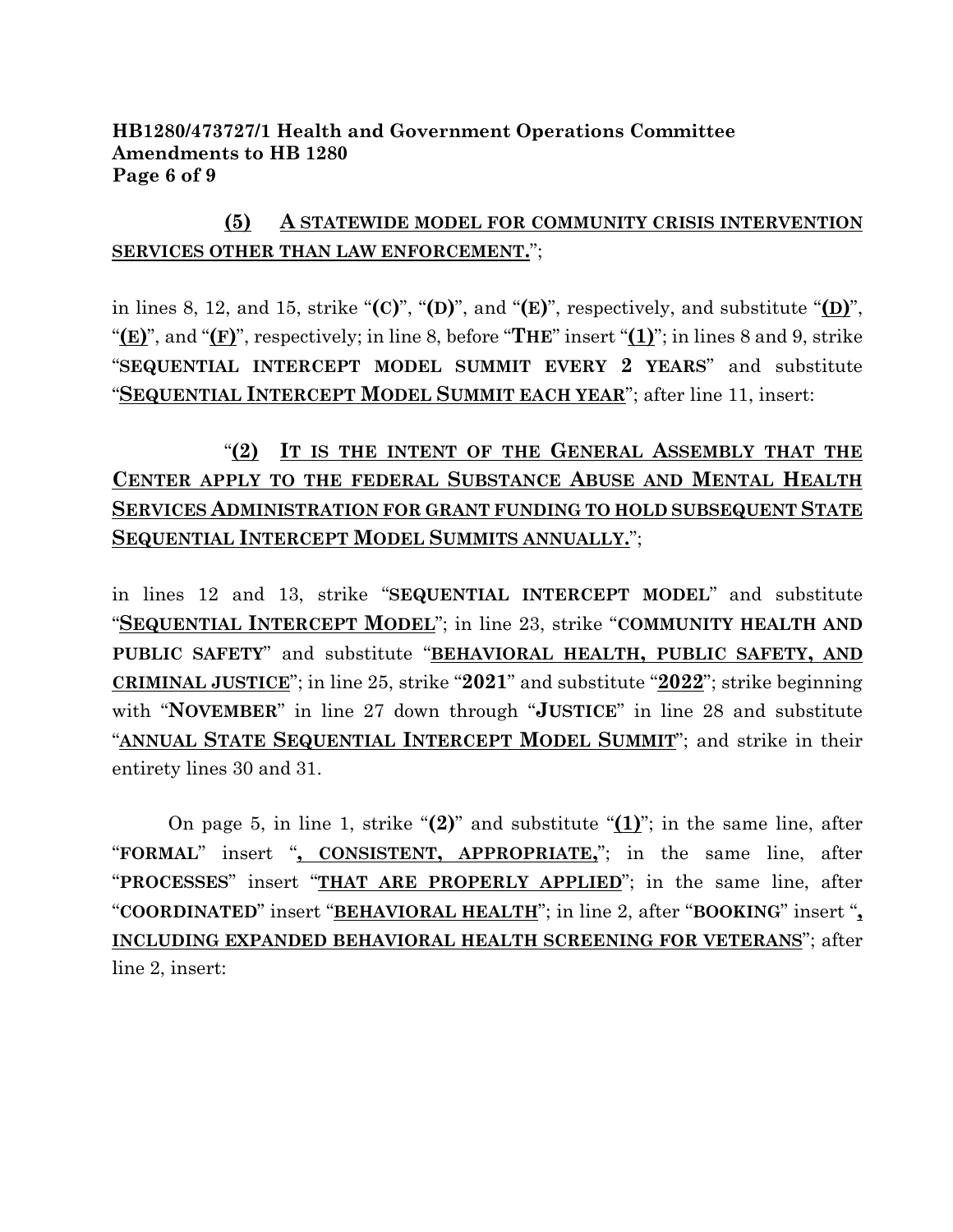**(5)** **A STATEWIDE MODEL FOR COMMUNITY CRISIS INTERVENTION SERVICES OTHER THAN LAW ENFORCEMENT.**";

in lines 8, 12, and 15, strike "**(C)**", "**(D)**", and "**(E)**", respectively, and substitute "**(D)**", "**(E)**", and "**(F)**", respectively; in line 8, before "**THE**" insert "**(1)**"; in lines 8 and 9, strike "**SEQUENTIAL INTERCEPT MODEL SUMMIT EVERY 2 YEARS**" and substitute "**SEQUENTIAL INTERCEPT MODEL SUMMIT EACH YEAR**"; after line 11, insert:

"**(2)** **IT IS THE INTENT OF THE GENERAL ASSEMBLY THAT THE CENTER APPLY TO THE FEDERAL SUBSTANCE ABUSE AND MENTAL HEALTH SERVICES ADMINISTRATION FOR GRANT FUNDING TO HOLD SUBSEQUENT STATE SEQUENTIAL INTERCEPT MODEL SUMMITS ANNUALLY.**";

in lines 12 and 13, strike "**SEQUENTIAL INTERCEPT MODEL**" and substitute "**SEQUENTIAL INTERCEPT MODEL**"; in line 23, strike "**COMMUNITY HEALTH AND PUBLIC SAFETY**" and substitute "**BEHAVIORAL HEALTH, PUBLIC SAFETY, AND CRIMINAL JUSTICE**"; in line 25, strike "**2021**" and substitute "**2022**"; strike beginning with "**NOVEMBER**" in line 27 down through "**JUSTICE**" in line 28 and substitute "**ANNUAL STATE SEQUENTIAL INTERCEPT MODEL SUMMIT**"; and strike in their entirety lines 30 and 31.

On page 5, in line 1, strike "**(2)**" and substitute "**(1)**"; in the same line, after "**FORMAL**" insert "**, CONSISTENT, APPROPRIATE,**"; in the same line, after "**PROCESSES**" insert "**THAT ARE PROPERLY APPLIED**"; in the same line, after "**COORDINATED**" insert "**BEHAVIORAL HEALTH**"; in line 2, after "**BOOKING**" insert "**, INCLUDING EXPANDED BEHAVIORAL HEALTH SCREENING FOR VETERANS**"; after line 2, insert: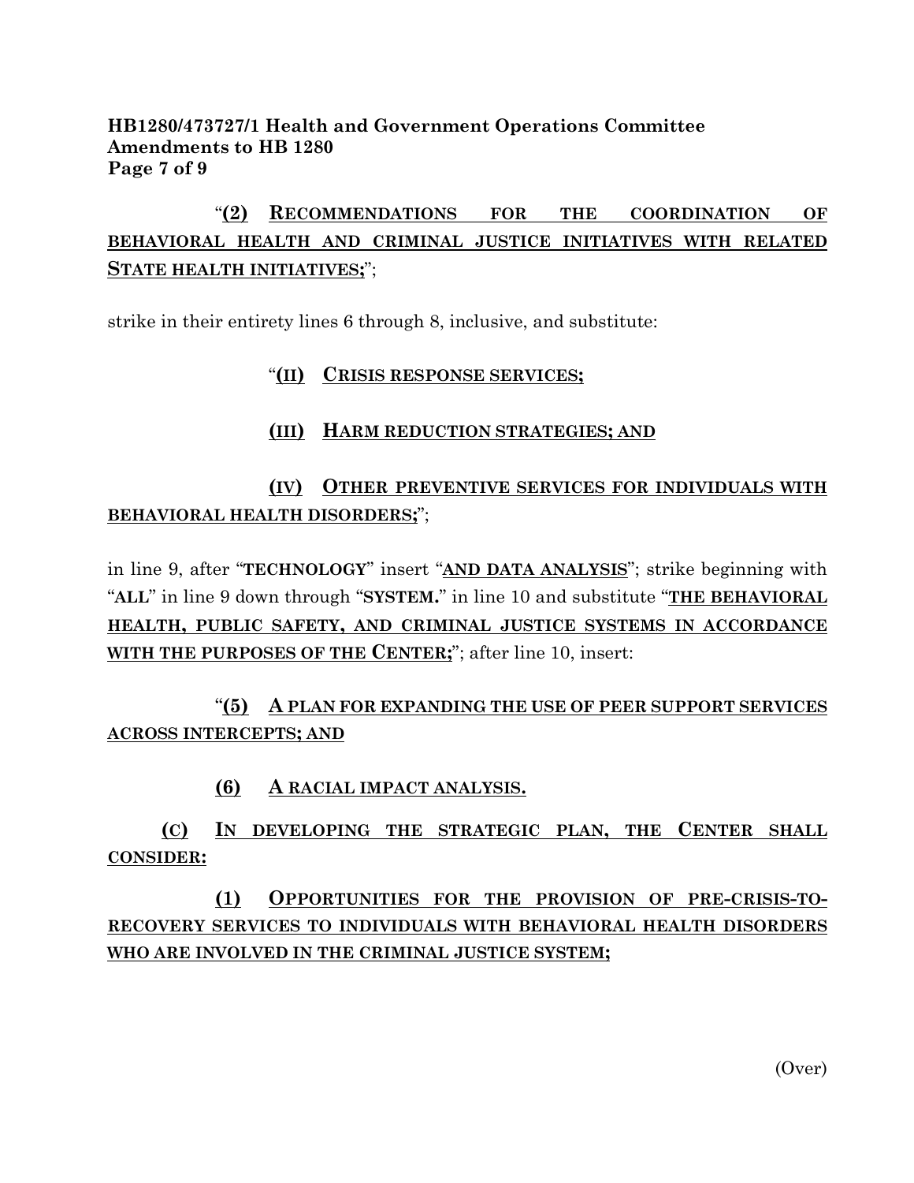“**(2)** **RECOMMENDATIONS FOR THE COORDINATION OF BEHAVIORAL HEALTH AND CRIMINAL JUSTICE INITIATIVES WITH RELATED STATE HEALTH INITIATIVES;**”;

strike in their entirety lines 6 through 8, inclusive, and substitute:

“**(II)** **CRISIS RESPONSE SERVICES;**

**(III)** **HARM REDUCTION STRATEGIES; AND**

**(IV)** **OTHER PREVENTIVE SERVICES FOR INDIVIDUALS WITH BEHAVIORAL HEALTH DISORDERS;**”;

in line 9, after “**TECHNOLOGY**” insert “**AND DATA ANALYSIS**”; strike beginning with “**ALL**” in line 9 down through “**SYSTEM.**” in line 10 and substitute “**THE BEHAVIORAL HEALTH, PUBLIC SAFETY, AND CRIMINAL JUSTICE SYSTEMS IN ACCORDANCE WITH THE PURPOSES OF THE CENTER;**”; after line 10, insert:

“**(5)** **A PLAN FOR EXPANDING THE USE OF PEER SUPPORT SERVICES ACROSS INTERCEPTS; AND**

**(6)** **A RACIAL IMPACT ANALYSIS.**

**(C)** **IN DEVELOPING THE STRATEGIC PLAN, THE CENTER SHALL CONSIDER:**

**(1)** **OPPORTUNITIES FOR THE PROVISION OF PRE-CRISIS-TO-RECOVERY SERVICES TO INDIVIDUALS WITH BEHAVIORAL HEALTH DISORDERS WHO ARE INVOLVED IN THE CRIMINAL JUSTICE SYSTEM;**

(Over)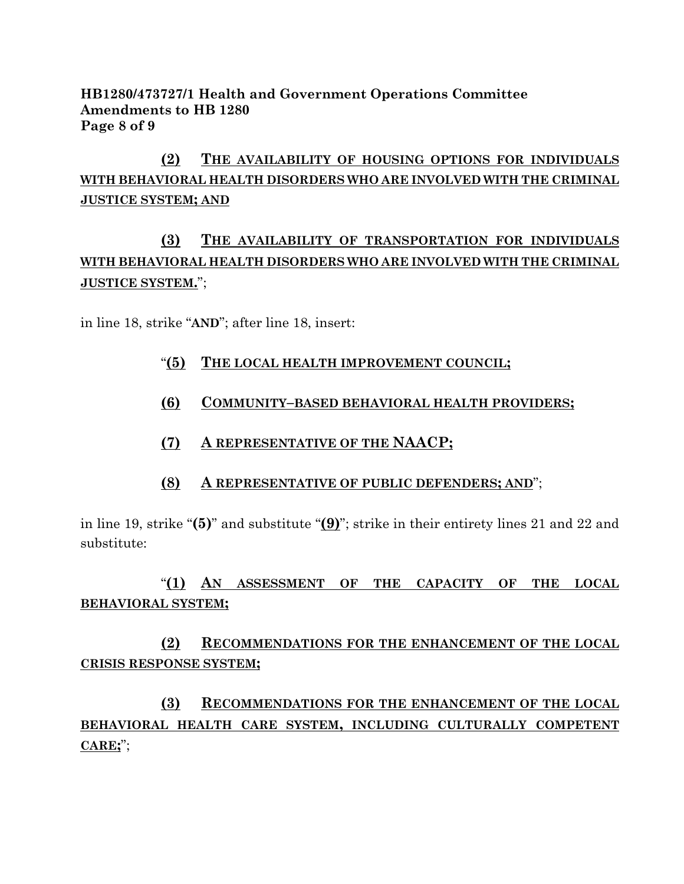**(2) THE AVAILABILITY OF HOUSING OPTIONS FOR INDIVIDUALS WITH BEHAVIORAL HEALTH DISORDERS WHO ARE INVOLVED WITH THE CRIMINAL JUSTICE SYSTEM; AND**

**(3) THE AVAILABILITY OF TRANSPORTATION FOR INDIVIDUALS WITH BEHAVIORAL HEALTH DISORDERS WHO ARE INVOLVED WITH THE CRIMINAL JUSTICE SYSTEM.**";

in line 18, strike "**AND**"; after line 18, insert:

"**(5) THE LOCAL HEALTH IMPROVEMENT COUNCIL;**

**(6) COMMUNITY–BASED BEHAVIORAL HEALTH PROVIDERS;**

**(7) A REPRESENTATIVE OF THE NAACP;**

**(8) A REPRESENTATIVE OF PUBLIC DEFENDERS; AND**";

in line 19, strike "**(5)**" and substitute "**(9)**"; strike in their entirety lines 21 and 22 and substitute:

"**(1) AN ASSESSMENT OF THE CAPACITY OF THE LOCAL BEHAVIORAL SYSTEM;**

**(2) RECOMMENDATIONS FOR THE ENHANCEMENT OF THE LOCAL CRISIS RESPONSE SYSTEM;**

**(3) RECOMMENDATIONS FOR THE ENHANCEMENT OF THE LOCAL BEHAVIORAL HEALTH CARE SYSTEM, INCLUDING CULTURALLY COMPETENT CARE;**";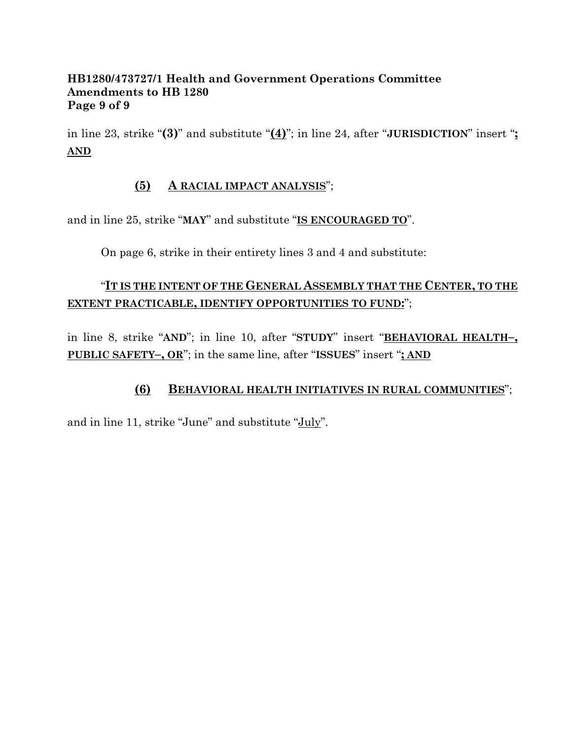in line 23, strike "**(3)**" and substitute "**<u>(4)</u>**"; in line 24, after "**JURISDICTION**" insert "**<u>; AND</u>**

**<u>(5)</u>** **<u>A RACIAL IMPACT ANALYSIS</u>**";

and in line 25, strike "**MAY**" and substitute "**<u>IS ENCOURAGED TO</u>**".

On page 6, strike in their entirety lines 3 and 4 and substitute:

"**<u>IT IS THE INTENT OF THE GENERAL ASSEMBLY THAT THE CENTER, TO THE EXTENT PRACTICABLE, IDENTIFY OPPORTUNITIES TO FUND:</u>**";

in line 8, strike "**AND**"; in line 10, after "**STUDY**" insert "**<u>BEHAVIORAL HEALTH–, PUBLIC SAFETY–, OR</u>**"; in the same line, after "**ISSUES**" insert "**<u>; AND</u>**

**<u>(6)</u>** **<u>BEHAVIORAL HEALTH INITIATIVES IN RURAL COMMUNITIES</u>**";

and in line 11, strike "June" and substitute "<u>July</u>".